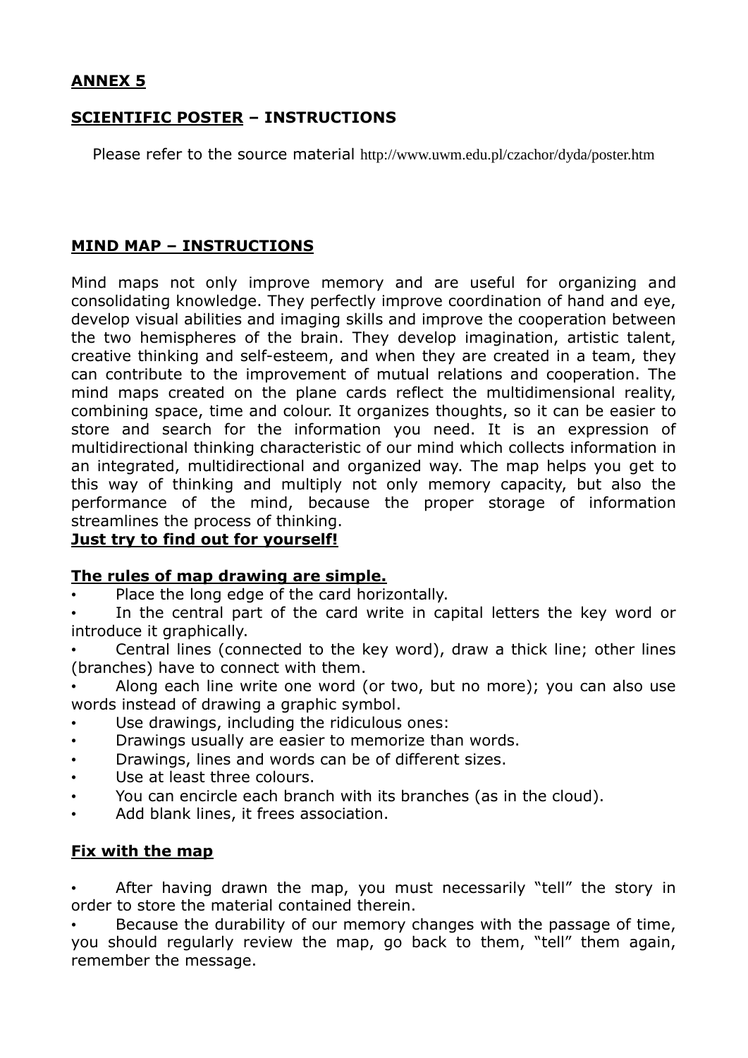## ANNEX 5

## SCIENTIFIC POSTER – INSTRUCTIONS

Please refer to the source material http://www.uwm.edu.pl/czachor/dyda/poster.htm

## MIND MAP – INSTRUCTIONS

Mind maps not only improve memory and are useful for organizing and consolidating knowledge. They perfectly improve coordination of hand and eye, develop visual abilities and imaging skills and improve the cooperation between the two hemispheres of the brain. They develop imagination, artistic talent, creative thinking and self-esteem, and when they are created in a team, they can contribute to the improvement of mutual relations and cooperation. The mind maps created on the plane cards reflect the multidimensional reality, combining space, time and colour. It organizes thoughts, so it can be easier to store and search for the information you need. It is an expression of multidirectional thinking characteristic of our mind which collects information in an integrated, multidirectional and organized way. The map helps you get to this way of thinking and multiply not only memory capacity, but also the performance of the mind, because the proper storage of information streamlines the process of thinking.

**Just try to find out for yourself!**

**The rules of map drawing are simple.**

- Place the long edge of the card horizontally.
- In the central part of the card write in capital letters the key word or introduce it graphically.
- Central lines (connected to the key word), draw a thick line; other lines (branches) have to connect with them.
- Along each line write one word (or two, but no more); you can also use words instead of drawing a graphic symbol.
- Use drawings, including the ridiculous ones:
- Drawings usually are easier to memorize than words.
- Drawings, lines and words can be of different sizes.
- Use at least three colours.
- You can encircle each branch with its branches (as in the cloud).
- Add blank lines, it frees association.

**Fix with the map**

- After having drawn the map, you must necessarily "tell" the story in order to store the material contained therein.
- Because the durability of our memory changes with the passage of time, you should regularly review the map, go back to them, "tell" them again, remember the message.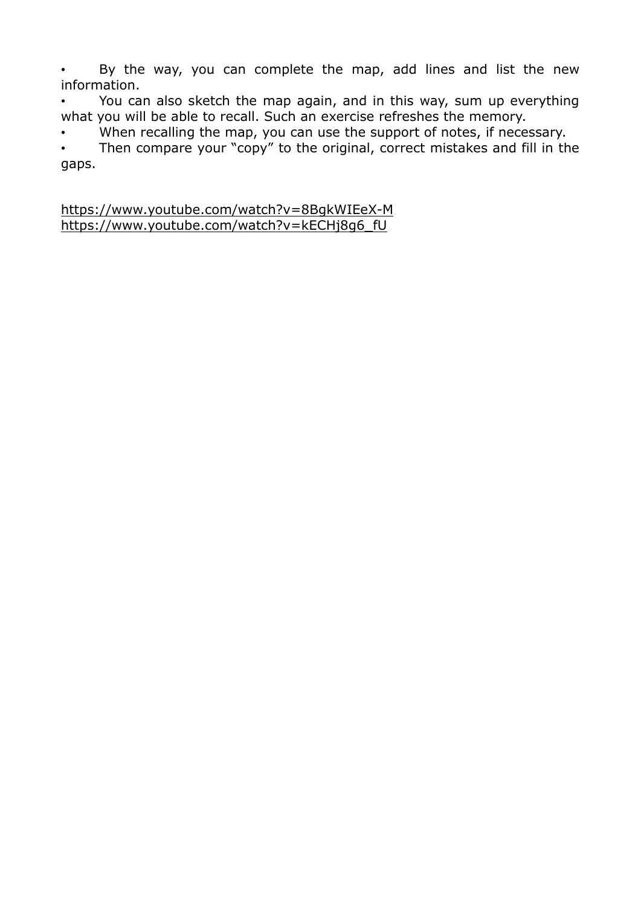- By the way, you can complete the map, add lines and list the new information.
- You can also sketch the map again, and in this way, sum up everything what you will be able to recall. Such an exercise refreshes the memory.
- When recalling the map, you can use the support of notes, if necessary.
- Then compare your "copy" to the original, correct mistakes and fill in the gaps.

https://www.youtube.com/watch?v=8BgkWIEeX-M
https://www.youtube.com/watch?v=kECHj8g6_fU